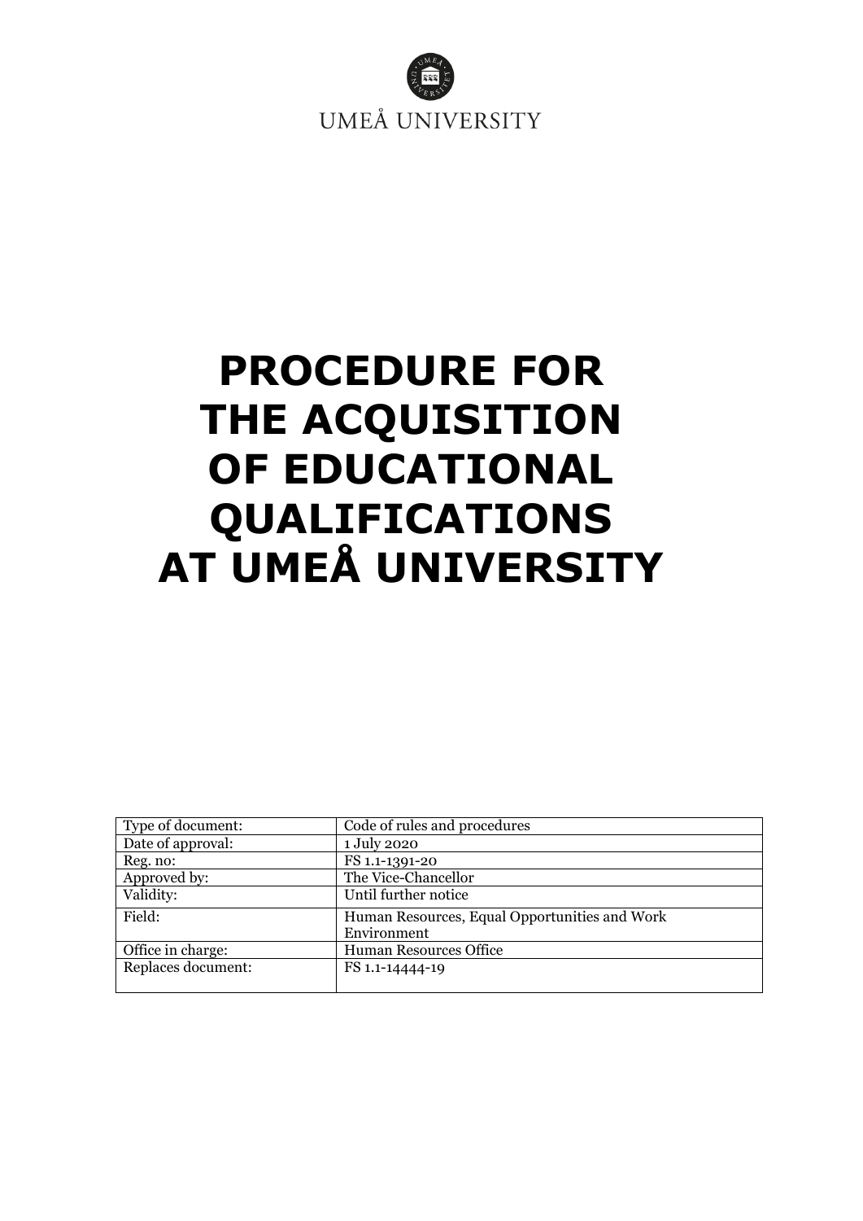UMEÅ UNIVERSITY

# PROCEDURE FOR THE ACQUISITION OF EDUCATIONAL QUALIFICATIONS AT UMEÅ UNIVERSITY

| Type of document: | Code of rules and procedures |
|---|---|
| Date of approval: | 1 July 2020 |
| Reg. no: | FS 1.1-1391-20 |
| Approved by: | The Vice-Chancellor |
| Validity: | Until further notice |
| Field: | Human Resources, Equal Opportunities and Work Environment |
| Office in charge: | Human Resources Office |
| Replaces document: | FS 1.1-14444-19 |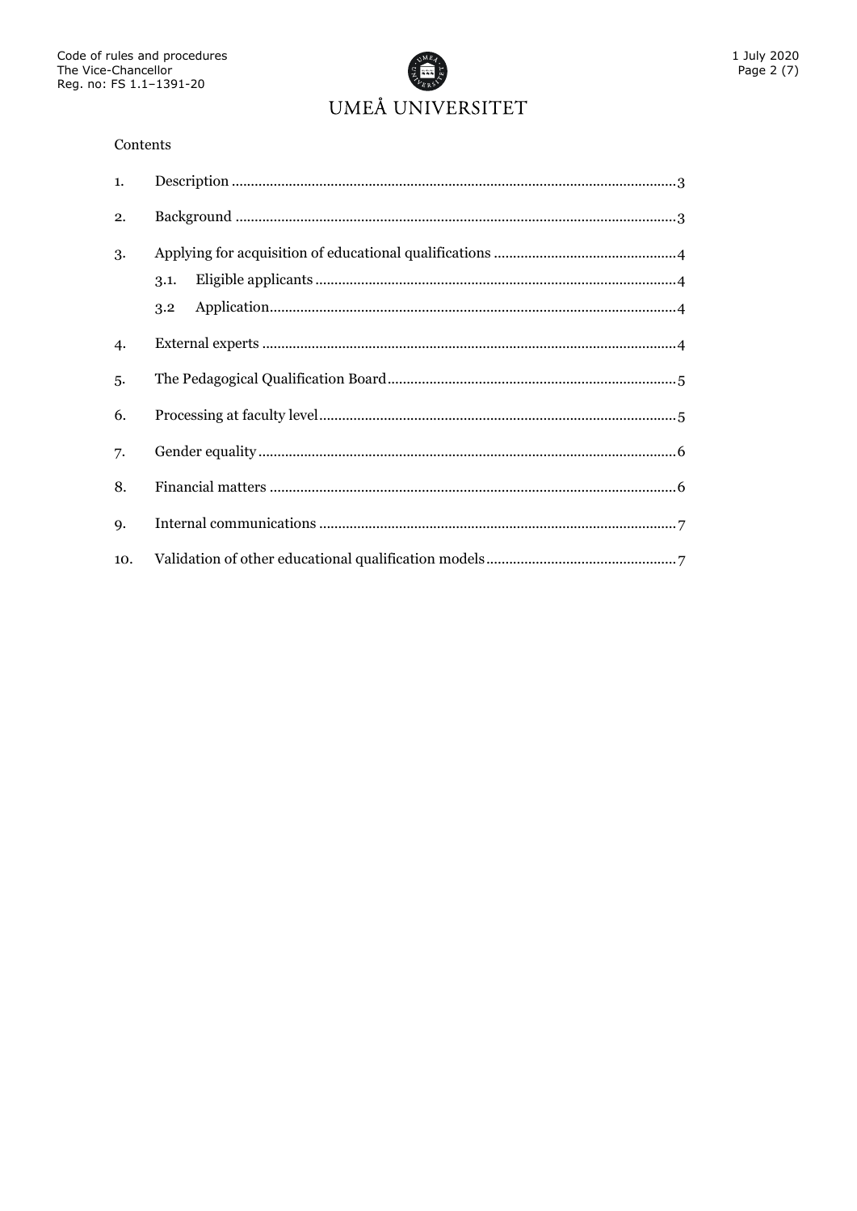Contents

1. Description ........................................................................................................... 3
2. Background ........................................................................................................... 3
3. Applying for acquisition of educational qualifications ................................................ 4
   - 3.1. Eligible applicants ......................................................................................... 4
   - 3.2 Application ...................................................................................................... 4
4. External experts ..................................................................................................... 4
5. The Pedagogical Qualification Board ........................................................................ 5
6. Processing at faculty level ....................................................................................... 5
7. Gender equality ...................................................................................................... 6
8. Financial matters .................................................................................................... 6
9. Internal communications ......................................................................................... 7
10. Validation of other educational qualification models ................................................. 7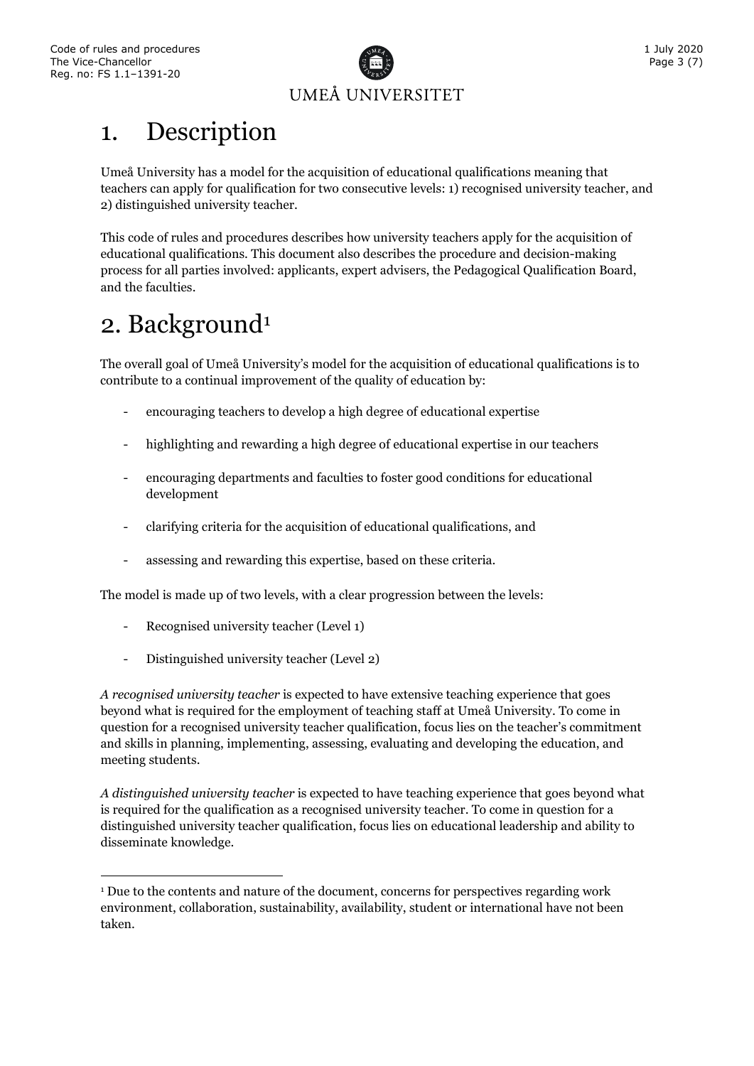# 1. Description

Umeå University has a model for the acquisition of educational qualifications meaning that teachers can apply for qualification for two consecutive levels: 1) recognised university teacher, and 2) distinguished university teacher.

This code of rules and procedures describes how university teachers apply for the acquisition of educational qualifications. This document also describes the procedure and decision-making process for all parties involved: applicants, expert advisers, the Pedagogical Qualification Board, and the faculties.

# 2. Background[1]

The overall goal of Umeå University's model for the acquisition of educational qualifications is to contribute to a continual improvement of the quality of education by:

- encouraging teachers to develop a high degree of educational expertise
- highlighting and rewarding a high degree of educational expertise in our teachers
- encouraging departments and faculties to foster good conditions for educational development
- clarifying criteria for the acquisition of educational qualifications, and
- assessing and rewarding this expertise, based on these criteria.

The model is made up of two levels, with a clear progression between the levels:

- Recognised university teacher (Level 1)
- Distinguished university teacher (Level 2)

*A recognised university teacher* is expected to have extensive teaching experience that goes beyond what is required for the employment of teaching staff at Umeå University. To come in question for a recognised university teacher qualification, focus lies on the teacher's commitment and skills in planning, implementing, assessing, evaluating and developing the education, and meeting students.

*A distinguished university teacher* is expected to have teaching experience that goes beyond what is required for the qualification as a recognised university teacher. To come in question for a distinguished university teacher qualification, focus lies on educational leadership and ability to disseminate knowledge.

[1] Due to the contents and nature of the document, concerns for perspectives regarding work environment, collaboration, sustainability, availability, student or international have not been taken.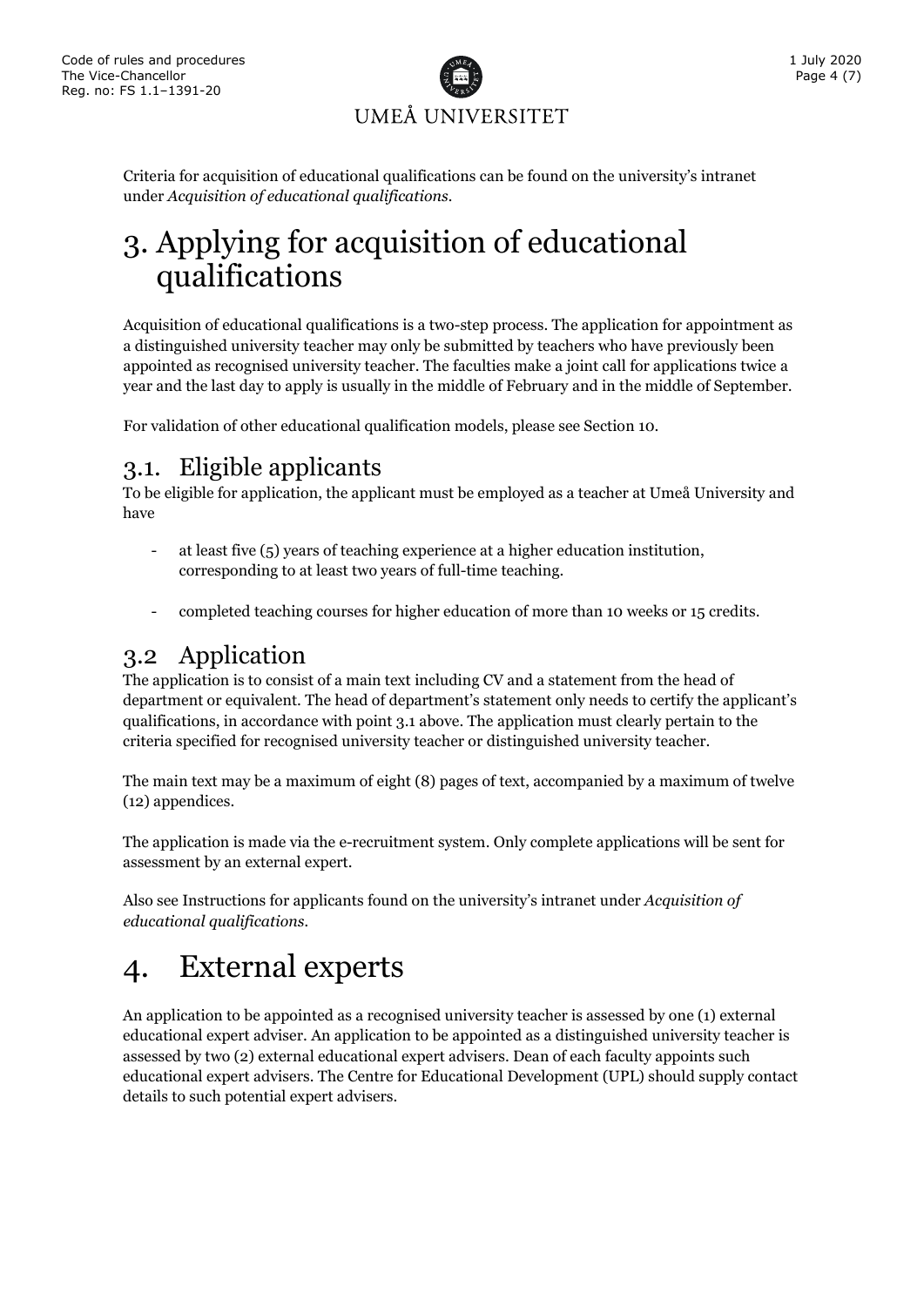Criteria for acquisition of educational qualifications can be found on the university's intranet under *Acquisition of educational qualifications*.

# 3. Applying for acquisition of educational qualifications

Acquisition of educational qualifications is a two-step process. The application for appointment as a distinguished university teacher may only be submitted by teachers who have previously been appointed as recognised university teacher. The faculties make a joint call for applications twice a year and the last day to apply is usually in the middle of February and in the middle of September.

For validation of other educational qualification models, please see Section 10.

## 3.1. Eligible applicants

To be eligible for application, the applicant must be employed as a teacher at Umeå University and have

- at least five (5) years of teaching experience at a higher education institution, corresponding to at least two years of full-time teaching.

- completed teaching courses for higher education of more than 10 weeks or 15 credits.

## 3.2 Application

The application is to consist of a main text including CV and a statement from the head of department or equivalent. The head of department's statement only needs to certify the applicant's qualifications, in accordance with point 3.1 above. The application must clearly pertain to the criteria specified for recognised university teacher or distinguished university teacher.

The main text may be a maximum of eight (8) pages of text, accompanied by a maximum of twelve (12) appendices.

The application is made via the e-recruitment system. Only complete applications will be sent for assessment by an external expert.

Also see Instructions for applicants found on the university's intranet under *Acquisition of educational qualifications.*

# 4. External experts

An application to be appointed as a recognised university teacher is assessed by one (1) external educational expert adviser. An application to be appointed as a distinguished university teacher is assessed by two (2) external educational expert advisers. Dean of each faculty appoints such educational expert advisers. The Centre for Educational Development (UPL) should supply contact details to such potential expert advisers.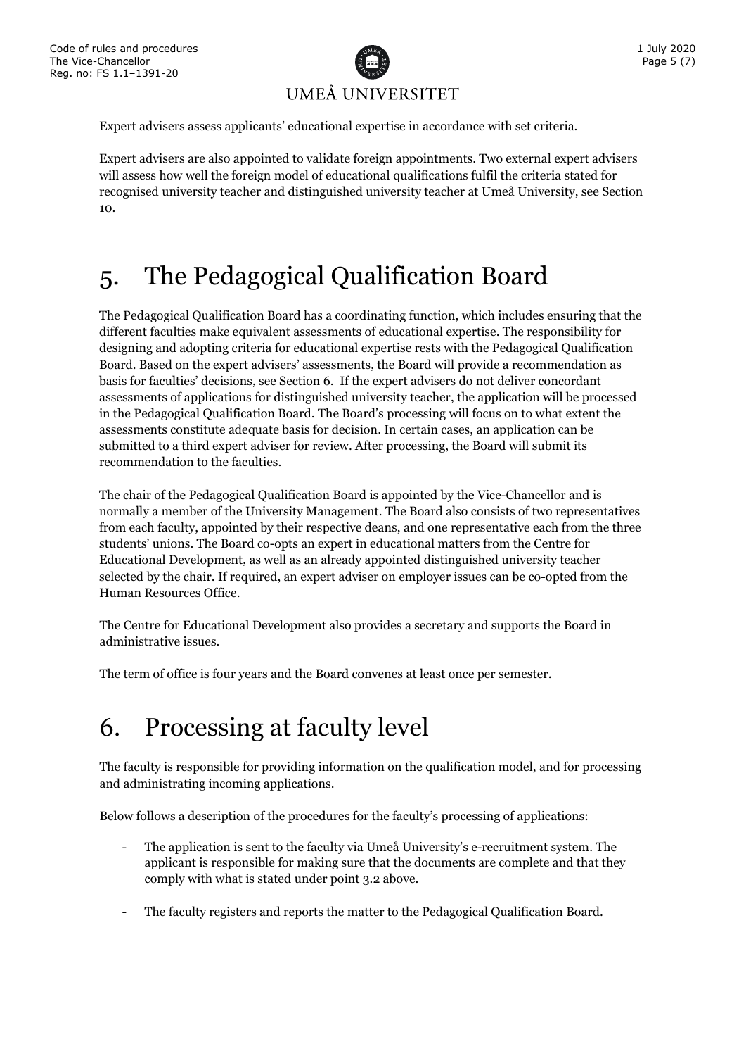Expert advisers assess applicants' educational expertise in accordance with set criteria.

Expert advisers are also appointed to validate foreign appointments. Two external expert advisers will assess how well the foreign model of educational qualifications fulfil the criteria stated for recognised university teacher and distinguished university teacher at Umeå University, see Section 10.

# 5. The Pedagogical Qualification Board

The Pedagogical Qualification Board has a coordinating function, which includes ensuring that the different faculties make equivalent assessments of educational expertise. The responsibility for designing and adopting criteria for educational expertise rests with the Pedagogical Qualification Board. Based on the expert advisers' assessments, the Board will provide a recommendation as basis for faculties' decisions, see Section 6. If the expert advisers do not deliver concordant assessments of applications for distinguished university teacher, the application will be processed in the Pedagogical Qualification Board. The Board's processing will focus on to what extent the assessments constitute adequate basis for decision. In certain cases, an application can be submitted to a third expert adviser for review. After processing, the Board will submit its recommendation to the faculties.

The chair of the Pedagogical Qualification Board is appointed by the Vice-Chancellor and is normally a member of the University Management. The Board also consists of two representatives from each faculty, appointed by their respective deans, and one representative each from the three students' unions. The Board co-opts an expert in educational matters from the Centre for Educational Development, as well as an already appointed distinguished university teacher selected by the chair. If required, an expert adviser on employer issues can be co-opted from the Human Resources Office.

The Centre for Educational Development also provides a secretary and supports the Board in administrative issues.

The term of office is four years and the Board convenes at least once per semester.

# 6. Processing at faculty level

The faculty is responsible for providing information on the qualification model, and for processing and administrating incoming applications.

Below follows a description of the procedures for the faculty's processing of applications:

- The application is sent to the faculty via Umeå University's e-recruitment system. The applicant is responsible for making sure that the documents are complete and that they comply with what is stated under point 3.2 above.
- The faculty registers and reports the matter to the Pedagogical Qualification Board.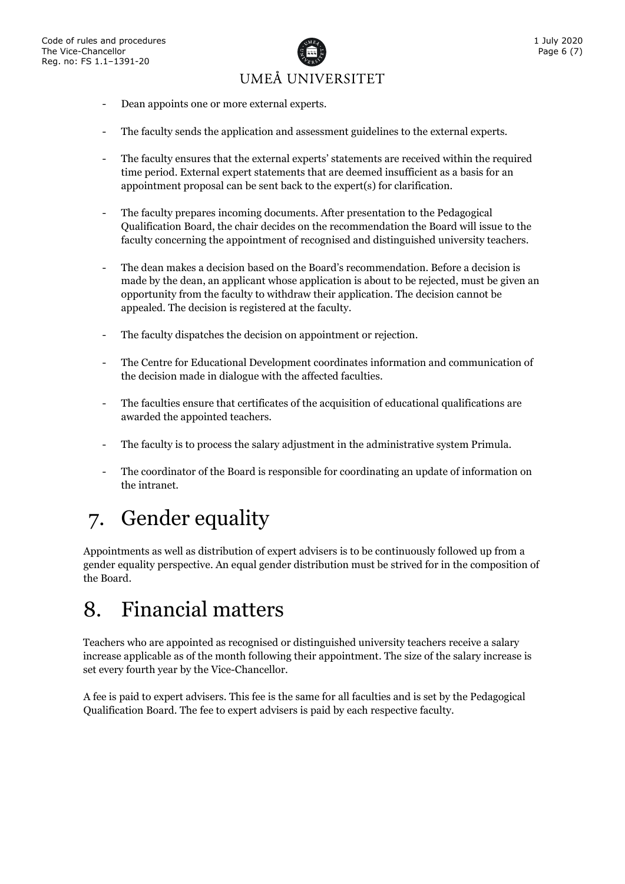- Dean appoints one or more external experts.
- The faculty sends the application and assessment guidelines to the external experts.
- The faculty ensures that the external experts' statements are received within the required time period. External expert statements that are deemed insufficient as a basis for an appointment proposal can be sent back to the expert(s) for clarification.
- The faculty prepares incoming documents. After presentation to the Pedagogical Qualification Board, the chair decides on the recommendation the Board will issue to the faculty concerning the appointment of recognised and distinguished university teachers.
- The dean makes a decision based on the Board's recommendation. Before a decision is made by the dean, an applicant whose application is about to be rejected, must be given an opportunity from the faculty to withdraw their application. The decision cannot be appealed. The decision is registered at the faculty.
- The faculty dispatches the decision on appointment or rejection.
- The Centre for Educational Development coordinates information and communication of the decision made in dialogue with the affected faculties.
- The faculties ensure that certificates of the acquisition of educational qualifications are awarded the appointed teachers.
- The faculty is to process the salary adjustment in the administrative system Primula.
- The coordinator of the Board is responsible for coordinating an update of information on the intranet.

# 7. Gender equality

Appointments as well as distribution of expert advisers is to be continuously followed up from a gender equality perspective. An equal gender distribution must be strived for in the composition of the Board.

# 8. Financial matters

Teachers who are appointed as recognised or distinguished university teachers receive a salary increase applicable as of the month following their appointment. The size of the salary increase is set every fourth year by the Vice-Chancellor.

A fee is paid to expert advisers. This fee is the same for all faculties and is set by the Pedagogical Qualification Board. The fee to expert advisers is paid by each respective faculty.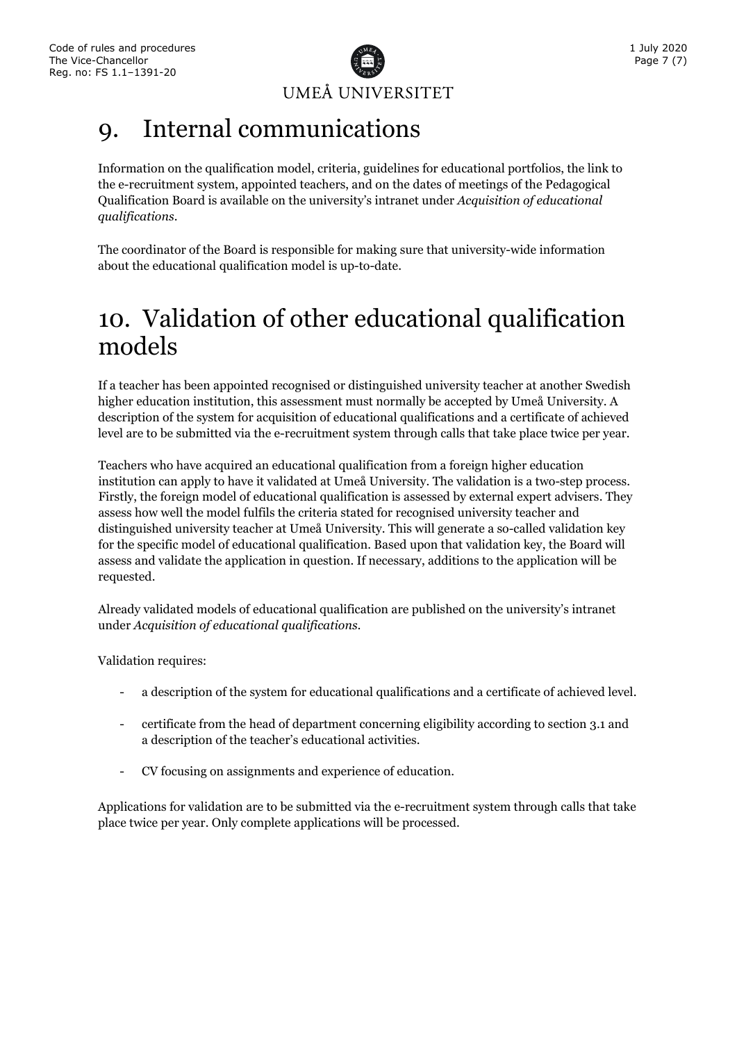# 9. Internal communications

Information on the qualification model, criteria, guidelines for educational portfolios, the link to the e-recruitment system, appointed teachers, and on the dates of meetings of the Pedagogical Qualification Board is available on the university's intranet under *Acquisition of educational qualifications*.

The coordinator of the Board is responsible for making sure that university-wide information about the educational qualification model is up-to-date.

# 10. Validation of other educational qualification models

If a teacher has been appointed recognised or distinguished university teacher at another Swedish higher education institution, this assessment must normally be accepted by Umeå University. A description of the system for acquisition of educational qualifications and a certificate of achieved level are to be submitted via the e-recruitment system through calls that take place twice per year.

Teachers who have acquired an educational qualification from a foreign higher education institution can apply to have it validated at Umeå University. The validation is a two-step process. Firstly, the foreign model of educational qualification is assessed by external expert advisers. They assess how well the model fulfils the criteria stated for recognised university teacher and distinguished university teacher at Umeå University. This will generate a so-called validation key for the specific model of educational qualification. Based upon that validation key, the Board will assess and validate the application in question. If necessary, additions to the application will be requested.

Already validated models of educational qualification are published on the university's intranet under *Acquisition of educational qualifications*.

Validation requires:

- a description of the system for educational qualifications and a certificate of achieved level.
- certificate from the head of department concerning eligibility according to section 3.1 and a description of the teacher's educational activities.
- CV focusing on assignments and experience of education.

Applications for validation are to be submitted via the e-recruitment system through calls that take place twice per year. Only complete applications will be processed.